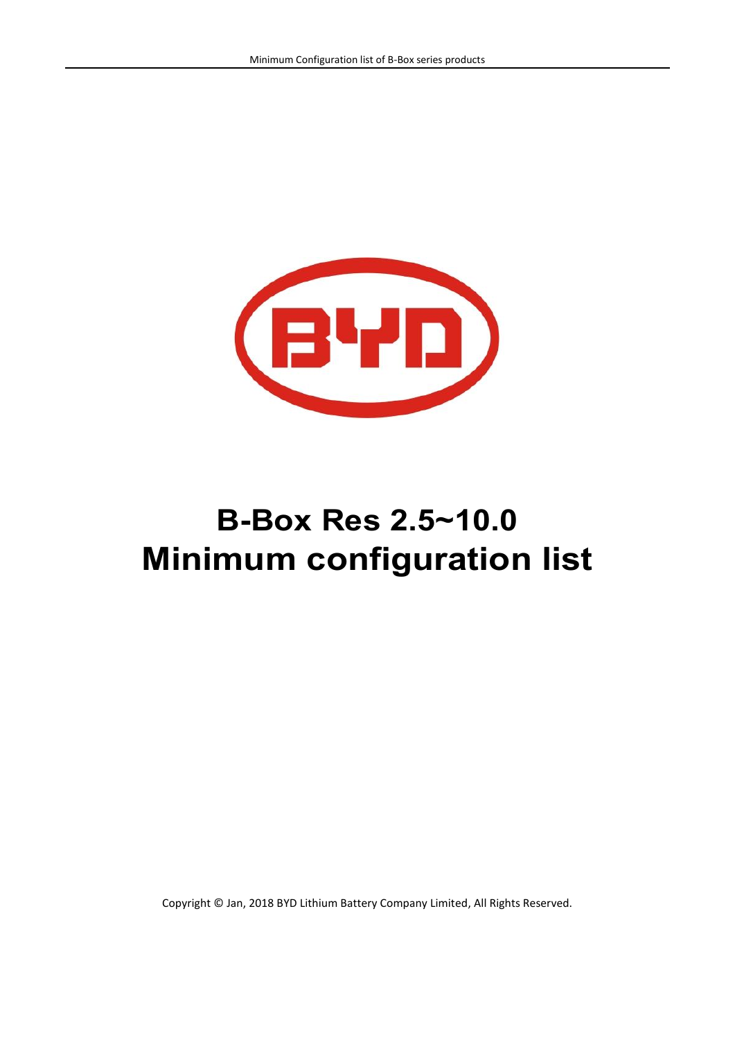# B-Box Res 2.5~10.0 Minimum configuration list

Copyright © Jan, 2018 BYD Lithium Battery Company Limited, All Rights Reserved.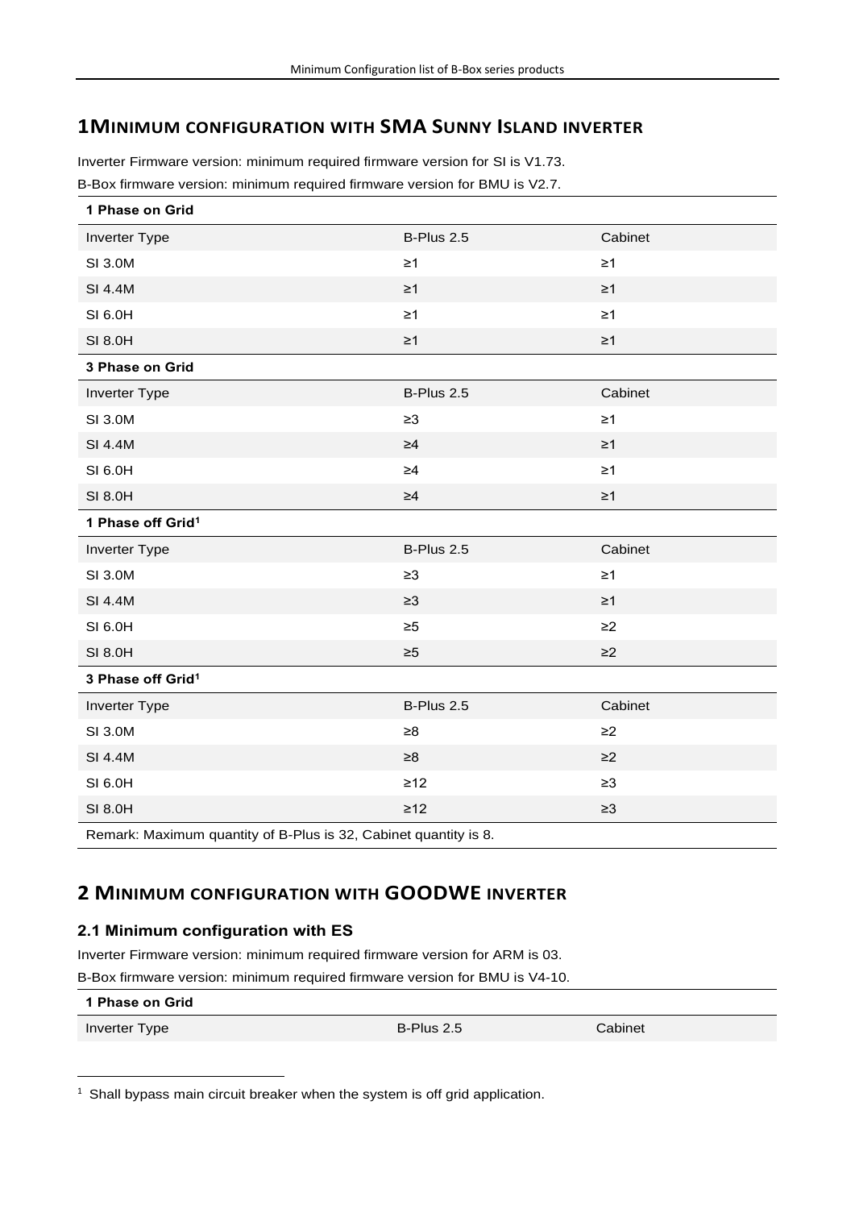# 1 MINIMUM CONFIGURATION WITH SMA SUNNY ISLAND INVERTER

Inverter Firmware version: minimum required firmware version for SI is V1.73.

B-Box firmware version: minimum required firmware version for BMU is V2.7.

| **1 Phase on Grid** | | |
|---|---|---|
| Inverter Type | B-Plus 2.5 | Cabinet |
| SI 3.0M | ≥1 | ≥1 |
| SI 4.4M | ≥1 | ≥1 |
| SI 6.0H | ≥1 | ≥1 |
| SI 8.0H | ≥1 | ≥1 |
| **3 Phase on Grid** | | |
| Inverter Type | B-Plus 2.5 | Cabinet |
| SI 3.0M | ≥3 | ≥1 |
| SI 4.4M | ≥4 | ≥1 |
| SI 6.0H | ≥4 | ≥1 |
| SI 8.0H | ≥4 | ≥1 |
| **1 Phase off Grid[1]** | | |
| Inverter Type | B-Plus 2.5 | Cabinet |
| SI 3.0M | ≥3 | ≥1 |
| SI 4.4M | ≥3 | ≥1 |
| SI 6.0H | ≥5 | ≥2 |
| SI 8.0H | ≥5 | ≥2 |
| **3 Phase off Grid[1]** | | |
| Inverter Type | B-Plus 2.5 | Cabinet |
| SI 3.0M | ≥8 | ≥2 |
| SI 4.4M | ≥8 | ≥2 |
| SI 6.0H | ≥12 | ≥3 |
| SI 8.0H | ≥12 | ≥3 |
| Remark: Maximum quantity of B-Plus is 32, Cabinet quantity is 8. | | |

# 2 MINIMUM CONFIGURATION WITH GOODWE INVERTER

### 2.1 Minimum configuration with ES

Inverter Firmware version: minimum required firmware version for ARM is 03.

B-Box firmware version: minimum required firmware version for BMU is V4-10.

| **1 Phase on Grid** | | |
|---|---|---|
| Inverter Type | B-Plus 2.5 | Cabinet |

[1] Shall bypass main circuit breaker when the system is off grid application.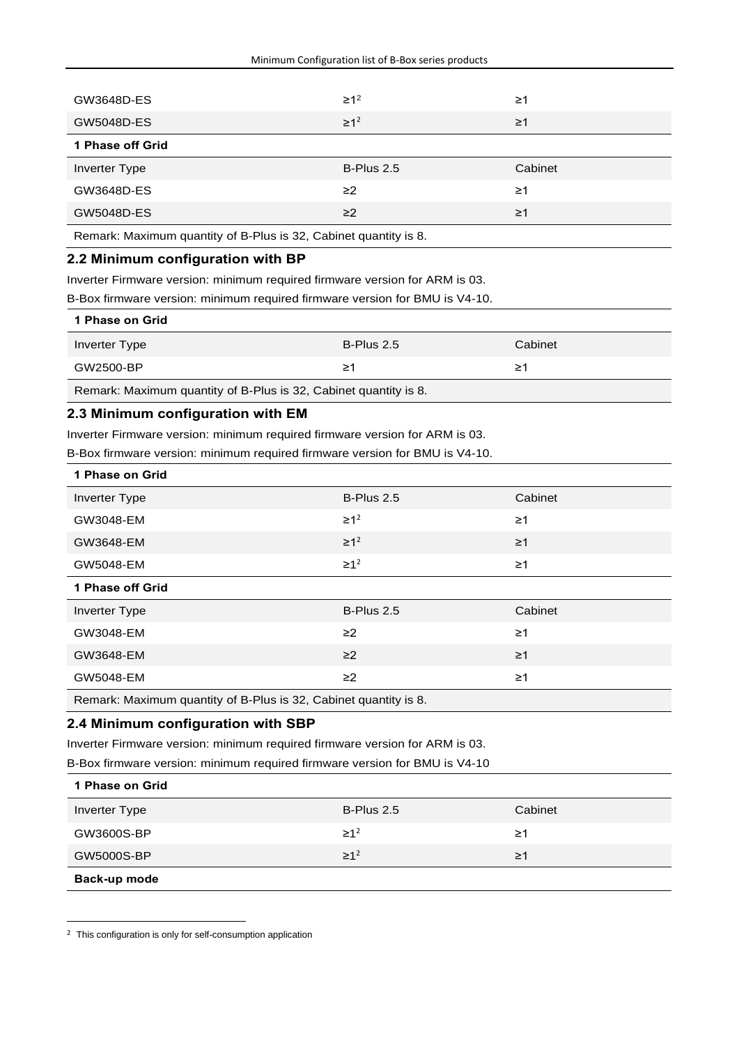| | | |
|---|---|---|
| GW3648D-ES | ≥1[2] | ≥1 |
| GW5048D-ES | ≥1[2] | ≥1 |
| **1 Phase off Grid** | | |
| Inverter Type | B-Plus 2.5 | Cabinet |
| GW3648D-ES | ≥2 | ≥1 |
| GW5048D-ES | ≥2 | ≥1 |
| Remark: Maximum quantity of B-Plus is 32, Cabinet quantity is 8. | | |

## 2.2 Minimum configuration with BP

Inverter Firmware version: minimum required firmware version for ARM is 03.

B-Box firmware version: minimum required firmware version for BMU is V4-10.

| **1 Phase on Grid** | | |
|---|---|---|
| Inverter Type | B-Plus 2.5 | Cabinet |
| GW2500-BP | ≥1 | ≥1 |
| Remark: Maximum quantity of B-Plus is 32, Cabinet quantity is 8. | | |

## 2.3 Minimum configuration with EM

Inverter Firmware version: minimum required firmware version for ARM is 03.

B-Box firmware version: minimum required firmware version for BMU is V4-10.

| **1 Phase on Grid** | | |
|---|---|---|
| Inverter Type | B-Plus 2.5 | Cabinet |
| GW3048-EM | ≥1[2] | ≥1 |
| GW3648-EM | ≥1[2] | ≥1 |
| GW5048-EM | ≥1[2] | ≥1 |
| **1 Phase off Grid** | | |
| Inverter Type | B-Plus 2.5 | Cabinet |
| GW3048-EM | ≥2 | ≥1 |
| GW3648-EM | ≥2 | ≥1 |
| GW5048-EM | ≥2 | ≥1 |
| Remark: Maximum quantity of B-Plus is 32, Cabinet quantity is 8. | | |

## 2.4 Minimum configuration with SBP

Inverter Firmware version: minimum required firmware version for ARM is 03.

B-Box firmware version: minimum required firmware version for BMU is V4-10

| **1 Phase on Grid** | | |
|---|---|---|
| Inverter Type | B-Plus 2.5 | Cabinet |
| GW3600S-BP | ≥1[2] | ≥1 |
| GW5000S-BP | ≥1[2] | ≥1 |
| **Back-up mode** | | |

[2] This configuration is only for self-consumption application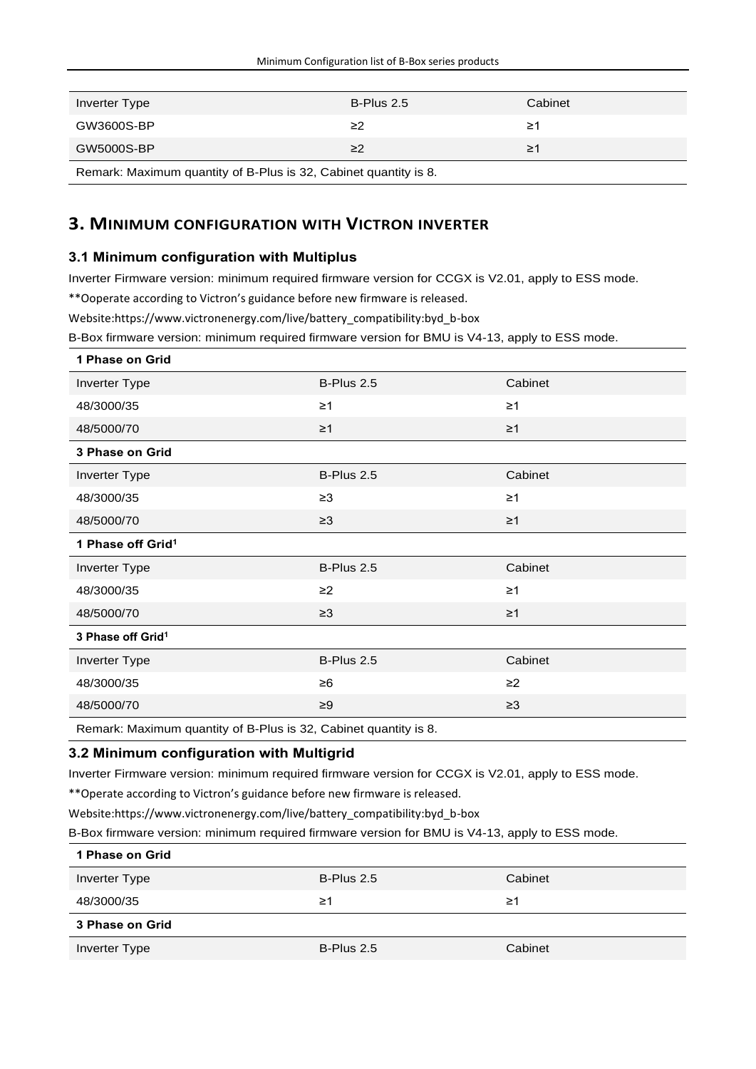| Inverter Type | B-Plus 2.5 | Cabinet |
| --- | --- | --- |
| GW3600S-BP | ≥2 | ≥1 |
| GW5000S-BP | ≥2 | ≥1 |
| Remark: Maximum quantity of B-Plus is 32, Cabinet quantity is 8. | | |

## 3. Minimum configuration with Victron inverter

### 3.1 Minimum configuration with Multiplus

Inverter Firmware version: minimum required firmware version for CCGX is V2.01, apply to ESS mode.

**Ooperate according to Victron's guidance before new firmware is released.

Website:https://www.victronenergy.com/live/battery_compatibility:byd_b-box

B-Box firmware version: minimum required firmware version for BMU is V4-13, apply to ESS mode.

| **1 Phase on Grid** | | |
| --- | --- | --- |
| Inverter Type | B-Plus 2.5 | Cabinet |
| 48/3000/35 | ≥1 | ≥1 |
| 48/5000/70 | ≥1 | ≥1 |
| **3 Phase on Grid** | | |
| Inverter Type | B-Plus 2.5 | Cabinet |
| 48/3000/35 | ≥3 | ≥1 |
| 48/5000/70 | ≥3 | ≥1 |
| **1 Phase off Grid[1]** | | |
| Inverter Type | B-Plus 2.5 | Cabinet |
| 48/3000/35 | ≥2 | ≥1 |
| 48/5000/70 | ≥3 | ≥1 |
| **3 Phase off Grid[1]** | | |
| Inverter Type | B-Plus 2.5 | Cabinet |
| 48/3000/35 | ≥6 | ≥2 |
| 48/5000/70 | ≥9 | ≥3 |
| Remark: Maximum quantity of B-Plus is 32, Cabinet quantity is 8. | | |

### 3.2 Minimum configuration with Multigrid

Inverter Firmware version: minimum required firmware version for CCGX is V2.01, apply to ESS mode.

**Operate according to Victron's guidance before new firmware is released.

Website:https://www.victronenergy.com/live/battery_compatibility:byd_b-box

B-Box firmware version: minimum required firmware version for BMU is V4-13, apply to ESS mode.

| **1 Phase on Grid** | | |
| --- | --- | --- |
| Inverter Type | B-Plus 2.5 | Cabinet |
| 48/3000/35 | ≥1 | ≥1 |
| **3 Phase on Grid** | | |
| Inverter Type | B-Plus 2.5 | Cabinet |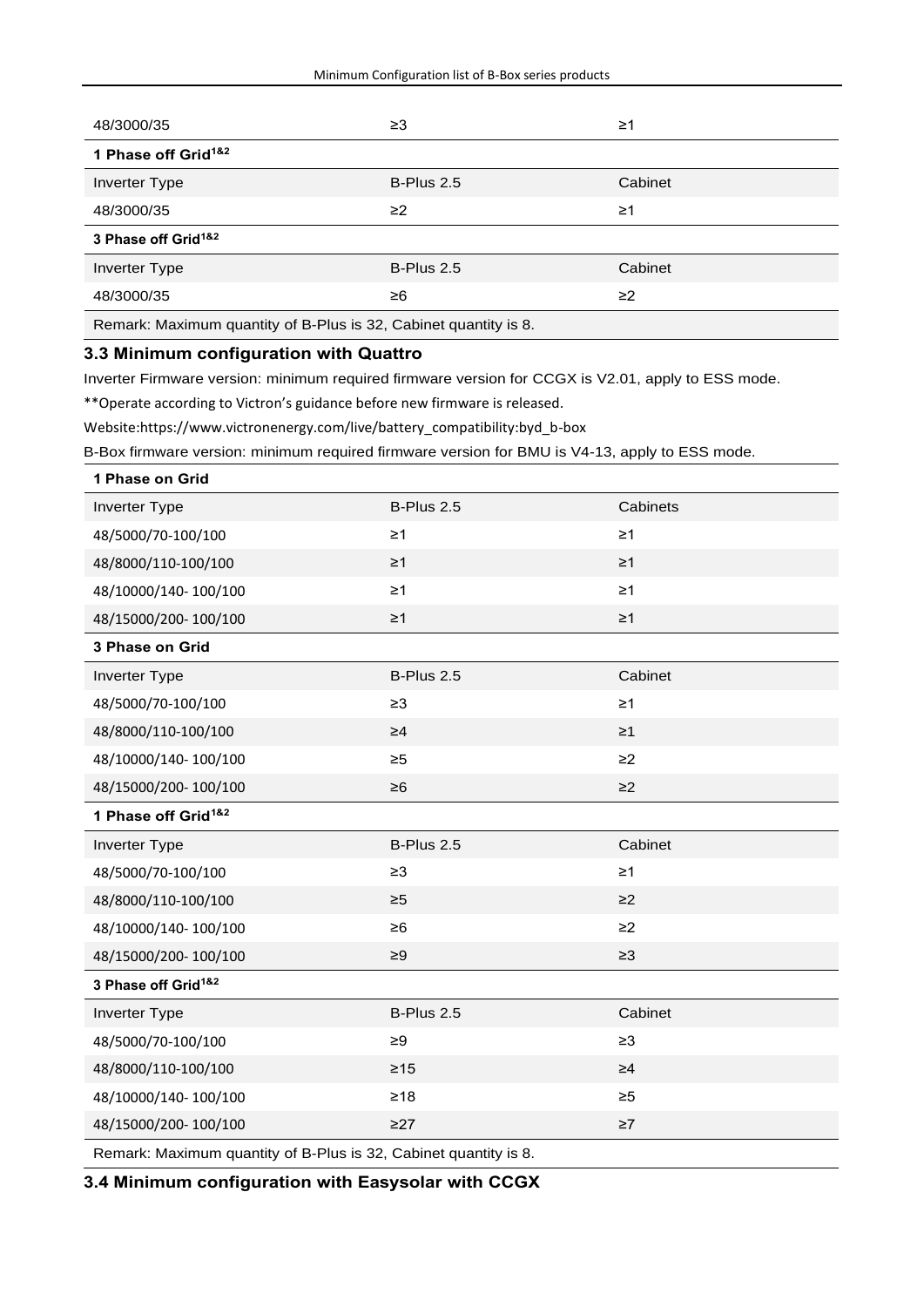| | | |
|---|---|---|
| 48/3000/35 | ≥3 | ≥1 |
| **1 Phase off Grid[1&2]** | | |
| Inverter Type | B-Plus 2.5 | Cabinet |
| 48/3000/35 | ≥2 | ≥1 |
| **3 Phase off Grid[1&2]** | | |
| Inverter Type | B-Plus 2.5 | Cabinet |
| 48/3000/35 | ≥6 | ≥2 |
| Remark: Maximum quantity of B-Plus is 32, Cabinet quantity is 8. | | |

### 3.3 Minimum configuration with Quattro

Inverter Firmware version: minimum required firmware version for CCGX is V2.01, apply to ESS mode.

**Operate according to Victron's guidance before new firmware is released.

Website:https://www.victronenergy.com/live/battery_compatibility:byd_b-box

B-Box firmware version: minimum required firmware version for BMU is V4-13, apply to ESS mode.

| **1 Phase on Grid** | | |
|---|---|---|
| Inverter Type | B-Plus 2.5 | Cabinets |
| 48/5000/70-100/100 | ≥1 | ≥1 |
| 48/8000/110-100/100 | ≥1 | ≥1 |
| 48/10000/140- 100/100 | ≥1 | ≥1 |
| 48/15000/200- 100/100 | ≥1 | ≥1 |
| **3 Phase on Grid** | | |
| Inverter Type | B-Plus 2.5 | Cabinet |
| 48/5000/70-100/100 | ≥3 | ≥1 |
| 48/8000/110-100/100 | ≥4 | ≥1 |
| 48/10000/140- 100/100 | ≥5 | ≥2 |
| 48/15000/200- 100/100 | ≥6 | ≥2 |
| **1 Phase off Grid[1&2]** | | |
| Inverter Type | B-Plus 2.5 | Cabinet |
| 48/5000/70-100/100 | ≥3 | ≥1 |
| 48/8000/110-100/100 | ≥5 | ≥2 |
| 48/10000/140- 100/100 | ≥6 | ≥2 |
| 48/15000/200- 100/100 | ≥9 | ≥3 |
| **3 Phase off Grid[1&2]** | | |
| Inverter Type | B-Plus 2.5 | Cabinet |
| 48/5000/70-100/100 | ≥9 | ≥3 |
| 48/8000/110-100/100 | ≥15 | ≥4 |
| 48/10000/140- 100/100 | ≥18 | ≥5 |
| 48/15000/200- 100/100 | ≥27 | ≥7 |
| Remark: Maximum quantity of B-Plus is 32, Cabinet quantity is 8. | | |

### 3.4 Minimum configuration with Easysolar with CCGX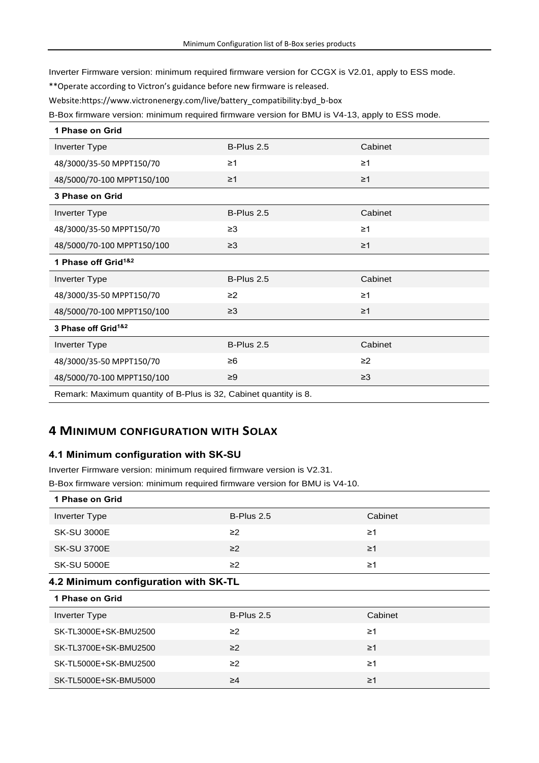Inverter Firmware version: minimum required firmware version for CCGX is V2.01, apply to ESS mode.

**Operate according to Victron's guidance before new firmware is released.

Website:https://www.victronenergy.com/live/battery_compatibility:byd_b-box

B-Box firmware version: minimum required firmware version for BMU is V4-13, apply to ESS mode.

| **1 Phase on Grid** | | |
|---|---|---|
| Inverter Type | B-Plus 2.5 | Cabinet |
| 48/3000/35-50 MPPT150/70 | ≥1 | ≥1 |
| 48/5000/70-100 MPPT150/100 | ≥1 | ≥1 |
| **3 Phase on Grid** | | |
| Inverter Type | B-Plus 2.5 | Cabinet |
| 48/3000/35-50 MPPT150/70 | ≥3 | ≥1 |
| 48/5000/70-100 MPPT150/100 | ≥3 | ≥1 |
| **1 Phase off Grid[1&2]** | | |
| Inverter Type | B-Plus 2.5 | Cabinet |
| 48/3000/35-50 MPPT150/70 | ≥2 | ≥1 |
| 48/5000/70-100 MPPT150/100 | ≥3 | ≥1 |
| **3 Phase off Grid[1&2]** | | |
| Inverter Type | B-Plus 2.5 | Cabinet |
| 48/3000/35-50 MPPT150/70 | ≥6 | ≥2 |
| 48/5000/70-100 MPPT150/100 | ≥9 | ≥3 |
| Remark: Maximum quantity of B-Plus is 32, Cabinet quantity is 8. | | |

## 4 Minimum configuration with Solax

### 4.1 Minimum configuration with SK-SU

Inverter Firmware version: minimum required firmware version is V2.31.

B-Box firmware version: minimum required firmware version for BMU is V4-10.

| **1 Phase on Grid** | | |
|---|---|---|
| Inverter Type | B-Plus 2.5 | Cabinet |
| SK-SU 3000E | ≥2 | ≥1 |
| SK-SU 3700E | ≥2 | ≥1 |
| SK-SU 5000E | ≥2 | ≥1 |

### 4.2 Minimum configuration with SK-TL

| **1 Phase on Grid** | | |
|---|---|---|
| Inverter Type | B-Plus 2.5 | Cabinet |
| SK-TL3000E+SK-BMU2500 | ≥2 | ≥1 |
| SK-TL3700E+SK-BMU2500 | ≥2 | ≥1 |
| SK-TL5000E+SK-BMU2500 | ≥2 | ≥1 |
| SK-TL5000E+SK-BMU5000 | ≥4 | ≥1 |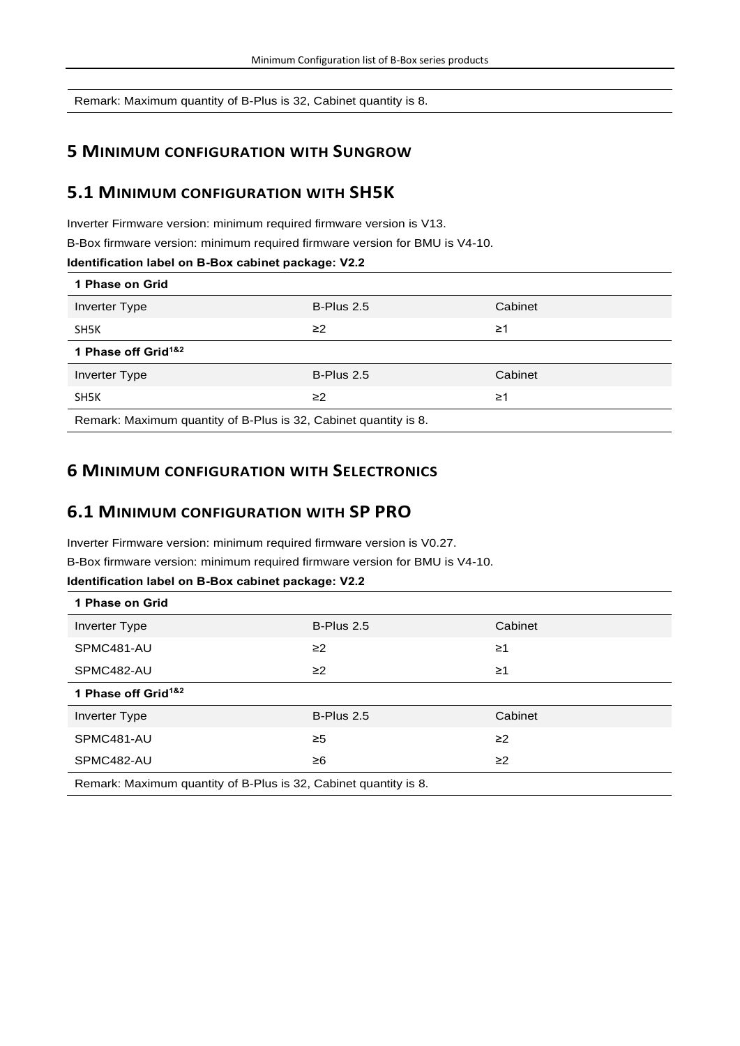Remark: Maximum quantity of B-Plus is 32, Cabinet quantity is 8.

# 5 Minimum configuration with Sungrow

## 5.1 Minimum configuration with SH5K

Inverter Firmware version: minimum required firmware version is V13.

B-Box firmware version: minimum required firmware version for BMU is V4-10.

**Identification label on B-Box cabinet package: V2.2**

| 1 Phase on Grid | | |
| --- | --- | --- |
| Inverter Type | B-Plus 2.5 | Cabinet |
| SH5K | ≥2 | ≥1 |
| **1 Phase off Grid[1&2]** | | |
| Inverter Type | B-Plus 2.5 | Cabinet |
| SH5K | ≥2 | ≥1 |
| Remark: Maximum quantity of B-Plus is 32, Cabinet quantity is 8. | | |

# 6 Minimum configuration with Selectronics

## 6.1 Minimum configuration with SP PRO

Inverter Firmware version: minimum required firmware version is V0.27.

B-Box firmware version: minimum required firmware version for BMU is V4-10.

**Identification label on B-Box cabinet package: V2.2**

| 1 Phase on Grid | | |
| --- | --- | --- |
| Inverter Type | B-Plus 2.5 | Cabinet |
| SPMC481-AU | ≥2 | ≥1 |
| SPMC482-AU | ≥2 | ≥1 |
| **1 Phase off Grid[1&2]** | | |
| Inverter Type | B-Plus 2.5 | Cabinet |
| SPMC481-AU | ≥5 | ≥2 |
| SPMC482-AU | ≥6 | ≥2 |
| Remark: Maximum quantity of B-Plus is 32, Cabinet quantity is 8. | | |